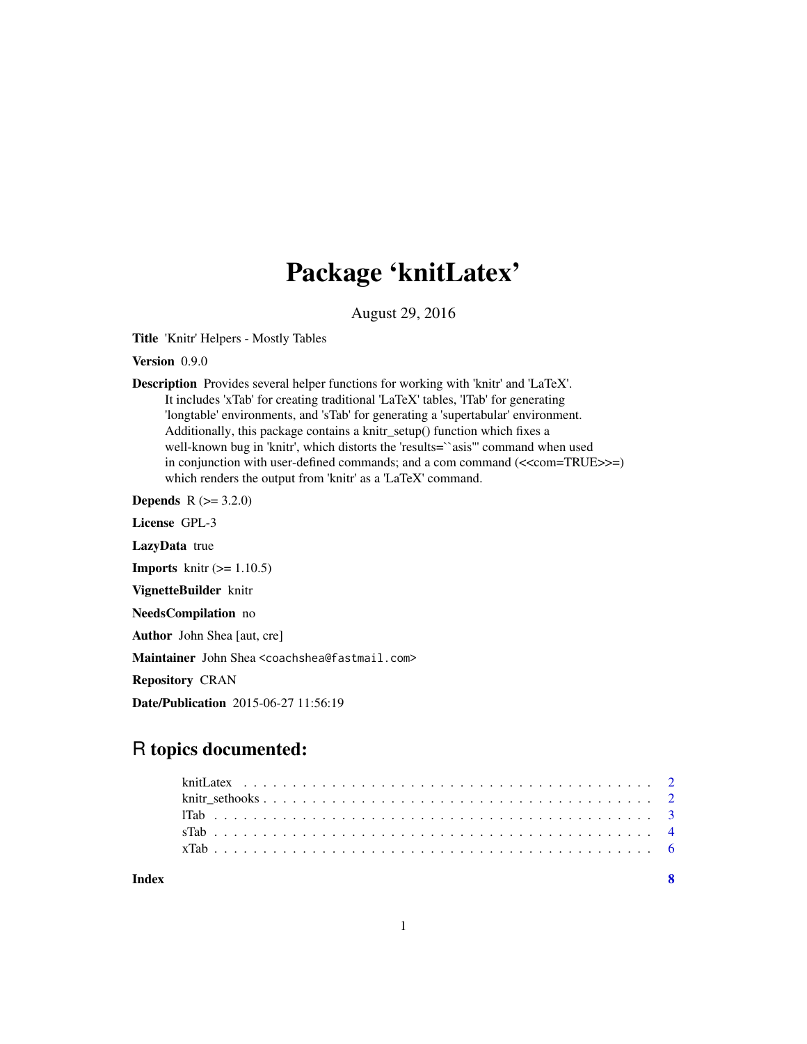# Package 'knitLatex'

August 29, 2016

**Title** 'Knitr' Helpers - Mostly Tables

**Version** 0.9.0

**Description** Provides several helper functions for working with 'knitr' and 'LaTeX'. It includes 'xTab' for creating traditional 'LaTeX' tables, 'lTab' for generating 'longtable' environments, and 'sTab' for generating a 'supertabular' environment. Additionally, this package contains a knitr_setup() function which fixes a well-known bug in 'knitr', which distorts the 'results=``asis''' command when used in conjunction with user-defined commands; and a com command (<<com=TRUE>>=) which renders the output from 'knitr' as a 'LaTeX' command.

**Depends** R (>= 3.2.0)

**License** GPL-3

**LazyData** true

**Imports** knitr (>= 1.10.5)

**VignetteBuilder** knitr

**NeedsCompilation** no

**Author** John Shea [aut, cre]

**Maintainer** John Shea <coachshea@fastmail.com>

**Repository** CRAN

**Date/Publication** 2015-06-27 11:56:19

## R topics documented:

| | |
|---|---|
| knitLatex | 2 |
| knitr_sethooks | 2 |
| lTab | 3 |
| sTab | 4 |
| xTab | 6 |

**Index** **8**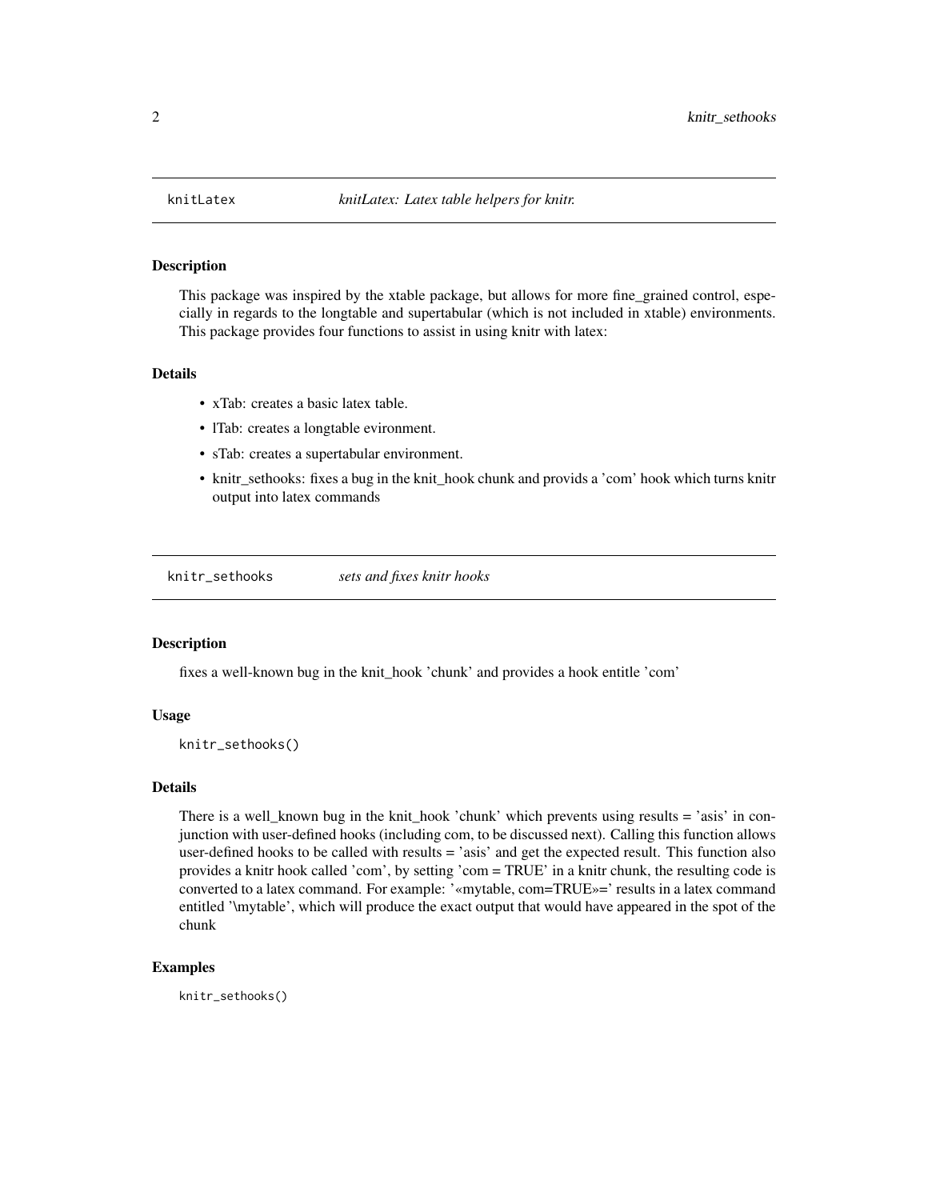## knitLatex — *knitLatex: Latex table helpers for knitr.*

### Description

This package was inspired by the xtable package, but allows for more fine_grained control, especially in regards to the longtable and supertabular (which is not included in xtable) environments. This package provides four functions to assist in using knitr with latex:

### Details

- xTab: creates a basic latex table.
- lTab: creates a longtable evironment.
- sTab: creates a supertabular environment.
- knitr_sethooks: fixes a bug in the knit_hook chunk and provids a 'com' hook which turns knitr output into latex commands

## knitr_sethooks — *sets and fixes knitr hooks*

### Description

fixes a well-known bug in the knit_hook 'chunk' and provides a hook entitle 'com'

### Usage

```
knitr_sethooks()
```

### Details

There is a well_known bug in the knit_hook 'chunk' which prevents using results = 'asis' in conjunction with user-defined hooks (including com, to be discussed next). Calling this function allows user-defined hooks to be called with results = 'asis' and get the expected result. This function also provides a knitr hook called 'com', by setting 'com = TRUE' in a knitr chunk, the resulting code is converted to a latex command. For example: '«mytable, com=TRUE»=' results in a latex command entitled '\mytable', which will produce the exact output that would have appeared in the spot of the chunk

### Examples

```
knitr_sethooks()
```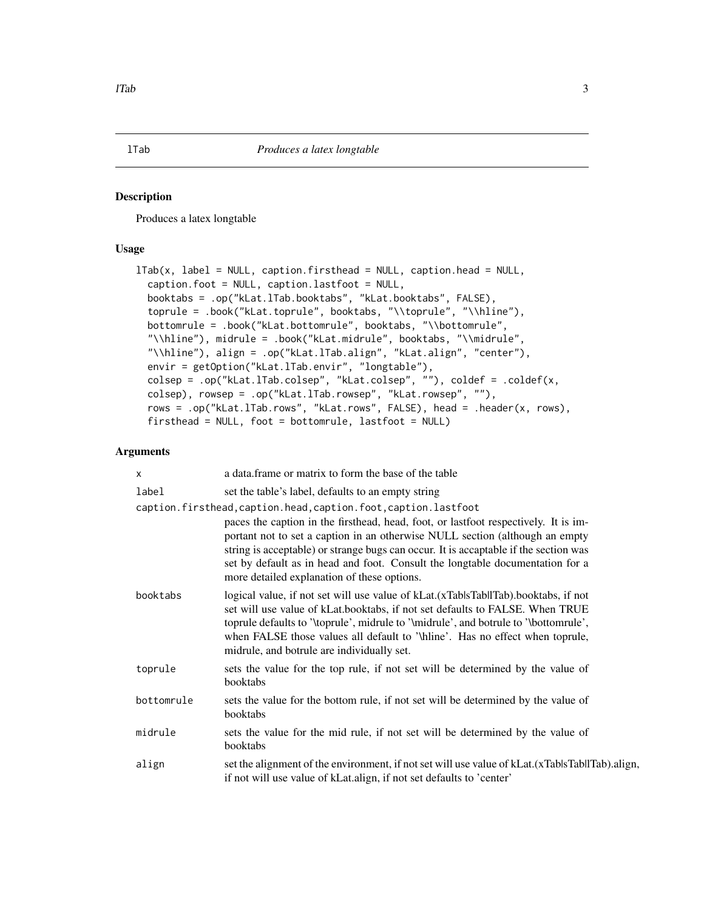## lTab — *Produces a latex longtable*

### Description

Produces a latex longtable

### Usage

```
lTab(x, label = NULL, caption.firsthead = NULL, caption.head = NULL,
  caption.foot = NULL, caption.lastfoot = NULL,
  booktabs = .op("kLat.lTab.booktabs", "kLat.booktabs", FALSE),
  toprule = .book("kLat.toprule", booktabs, "\\toprule", "\\hline"),
  bottomrule = .book("kLat.bottomrule", booktabs, "\\bottomrule",
  "\\hline"), midrule = .book("kLat.midrule", booktabs, "\\midrule",
  "\\hline"), align = .op("kLat.lTab.align", "kLat.align", "center"),
  envir = getOption("kLat.lTab.envir", "longtable"),
  colsep = .op("kLat.lTab.colsep", "kLat.colsep", ""), coldef = .coldef(x,
  colsep), rowsep = .op("kLat.lTab.rowsep", "kLat.rowsep", ""),
  rows = .op("kLat.lTab.rows", "kLat.rows", FALSE), head = .header(x, rows),
  firsthead = NULL, foot = bottomrule, lastfoot = NULL)
```

### Arguments

| | |
|---|---|
| `x` | a data.frame or matrix to form the base of the table |
| `label` | set the table's label, defaults to an empty string |
| `caption.firsthead,caption.head,caption.foot,caption.lastfoot` | paces the caption in the firsthead, head, foot, or lastfoot respectively. It is important not to set a caption in an otherwise NULL section (although an empty string is acceptable) or strange bugs can occur. It is accaptable if the section was set by default as in head and foot. Consult the longtable documentation for a more detailed explanation of these options. |
| `booktabs` | logical value, if not set will use value of kLat.(xTab\|sTab\|lTab).booktabs, if not set will use value of kLat.booktabs, if not set defaults to FALSE. When TRUE toprule defaults to '\toprule', midrule to '\midrule', and botrule to '\bottomrule', when FALSE those values all default to '\hline'. Has no effect when toprule, midrule, and botrule are individually set. |
| `toprule` | sets the value for the top rule, if not set will be determined by the value of booktabs |
| `bottomrule` | sets the value for the bottom rule, if not set will be determined by the value of booktabs |
| `midrule` | sets the value for the mid rule, if not set will be determined by the value of booktabs |
| `align` | set the alignment of the environment, if not set will use value of kLat.(xTab\|sTab\|lTab).align, if not will use value of kLat.align, if not set defaults to 'center' |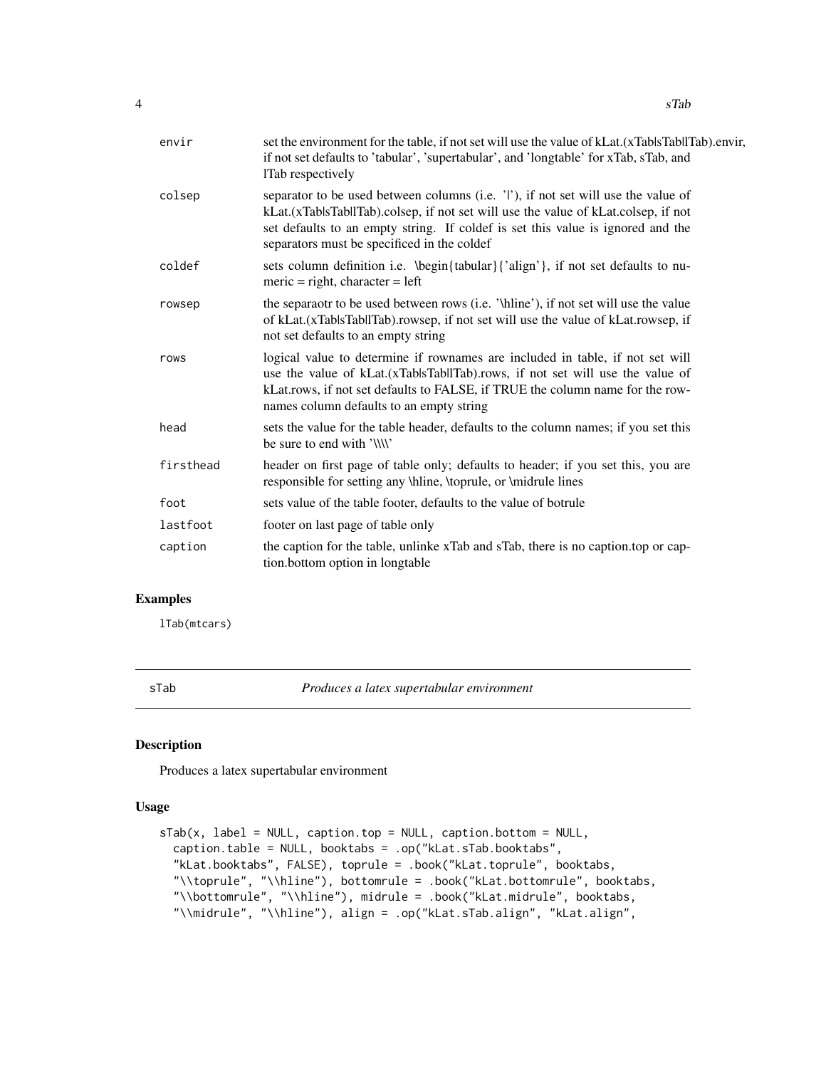| | |
|---|---|
| envir | set the environment for the table, if not set will use the value of kLat.(xTab\|sTab\|lTab).envir, if not set defaults to 'tabular', 'supertabular', and 'longtable' for xTab, sTab, and lTab respectively |
| colsep | separator to be used between columns (i.e. '\|'), if not set will use the value of kLat.(xTab\|sTab\|lTab).colsep, if not set will use the value of kLat.colsep, if not set defaults to an empty string. If coldef is set this value is ignored and the separators must be specificed in the coldef |
| coldef | sets column definition i.e. \begin{tabular}{'align'}, if not set defaults to numeric = right, character = left |
| rowsep | the separaotr to be used between rows (i.e. '\hline'), if not set will use the value of kLat.(xTab\|sTab\|lTab).rowsep, if not set will use the value of kLat.rowsep, if not set defaults to an empty string |
| rows | logical value to determine if rownames are included in table, if not set will use the value of kLat.(xTab\|sTab\|lTab).rows, if not set will use the value of kLat.rows, if not set defaults to FALSE, if TRUE the column name for the rownames column defaults to an empty string |
| head | sets the value for the table header, defaults to the column names; if you set this be sure to end with '\\\\' |
| firsthead | header on first page of table only; defaults to header; if you set this, you are responsible for setting any \hline, \toprule, or \midrule lines |
| foot | sets value of the table footer, defaults to the value of botrule |
| lastfoot | footer on last page of table only |
| caption | the caption for the table, unlinke xTab and sTab, there is no caption.top or caption.bottom option in longtable |

## Examples

```
lTab(mtcars)
```

---

# sTab — *Produces a latex supertabular environment*

## Description

Produces a latex supertabular environment

## Usage

```
sTab(x, label = NULL, caption.top = NULL, caption.bottom = NULL,
  caption.table = NULL, booktabs = .op("kLat.sTab.booktabs",
  "kLat.booktabs", FALSE), toprule = .book("kLat.toprule", booktabs,
  "\\toprule", "\\hline"), bottomrule = .book("kLat.bottomrule", booktabs,
  "\\bottomrule", "\\hline"), midrule = .book("kLat.midrule", booktabs,
  "\\midrule", "\\hline"), align = .op("kLat.sTab.align", "kLat.align",
```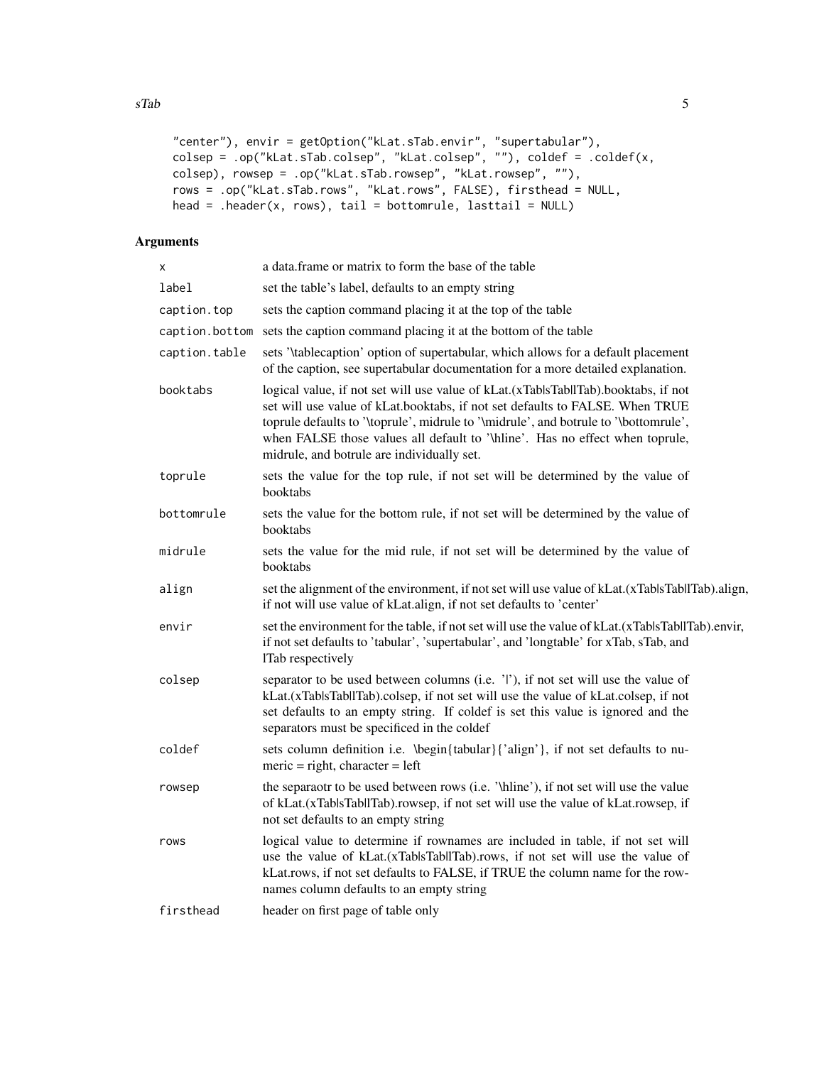```
"center"), envir = getOption("kLat.sTab.envir", "supertabular"),
colsep = .op("kLat.sTab.colsep", "kLat.colsep", ""), coldef = .coldef(x,
colsep), rowsep = .op("kLat.sTab.rowsep", "kLat.rowsep", ""),
rows = .op("kLat.sTab.rows", "kLat.rows", FALSE), firsthead = NULL,
head = .header(x, rows), tail = bottomrule, lasttail = NULL)
```

## Arguments

| | |
|---|---|
| `x` | a data.frame or matrix to form the base of the table |
| `label` | set the table's label, defaults to an empty string |
| `caption.top` | sets the caption command placing it at the top of the table |
| `caption.bottom` | sets the caption command placing it at the bottom of the table |
| `caption.table` | sets '\tablecaption' option of supertabular, which allows for a default placement of the caption, see supertabular documentation for a more detailed explanation. |
| `booktabs` | logical value, if not set will use value of kLat.(xTab\|sTab\|lTab).booktabs, if not set will use value of kLat.booktabs, if not set defaults to FALSE. When TRUE toprule defaults to '\toprule', midrule to '\midrule', and botrule to '\bottomrule', when FALSE those values all default to '\hline'. Has no effect when toprule, midrule, and botrule are individually set. |
| `toprule` | sets the value for the top rule, if not set will be determined by the value of booktabs |
| `bottomrule` | sets the value for the bottom rule, if not set will be determined by the value of booktabs |
| `midrule` | sets the value for the mid rule, if not set will be determined by the value of booktabs |
| `align` | set the alignment of the environment, if not set will use value of kLat.(xTab\|sTab\|lTab).align, if not will use value of kLat.align, if not set defaults to 'center' |
| `envir` | set the environment for the table, if not set will use the value of kLat.(xTab\|sTab\|lTab).envir, if not set defaults to 'tabular', 'supertabular', and 'longtable' for xTab, sTab, and lTab respectively |
| `colsep` | separator to be used between columns (i.e. '\|'), if not set will use the value of kLat.(xTab\|sTab\|lTab).colsep, if not set will use the value of kLat.colsep, if not set defaults to an empty string. If coldef is set this value is ignored and the separators must be specificed in the coldef |
| `coldef` | sets column definition i.e. \begin{tabular}{'align'}, if not set defaults to numeric = right, character = left |
| `rowsep` | the separaotr to be used between rows (i.e. '\hline'), if not set will use the value of kLat.(xTab\|sTab\|lTab).rowsep, if not set will use the value of kLat.rowsep, if not set defaults to an empty string |
| `rows` | logical value to determine if rownames are included in table, if not set will use the value of kLat.(xTab\|sTab\|lTab).rows, if not set will use the value of kLat.rows, if not set defaults to FALSE, if TRUE the column name for the rownames column defaults to an empty string |
| `firsthead` | header on first page of table only |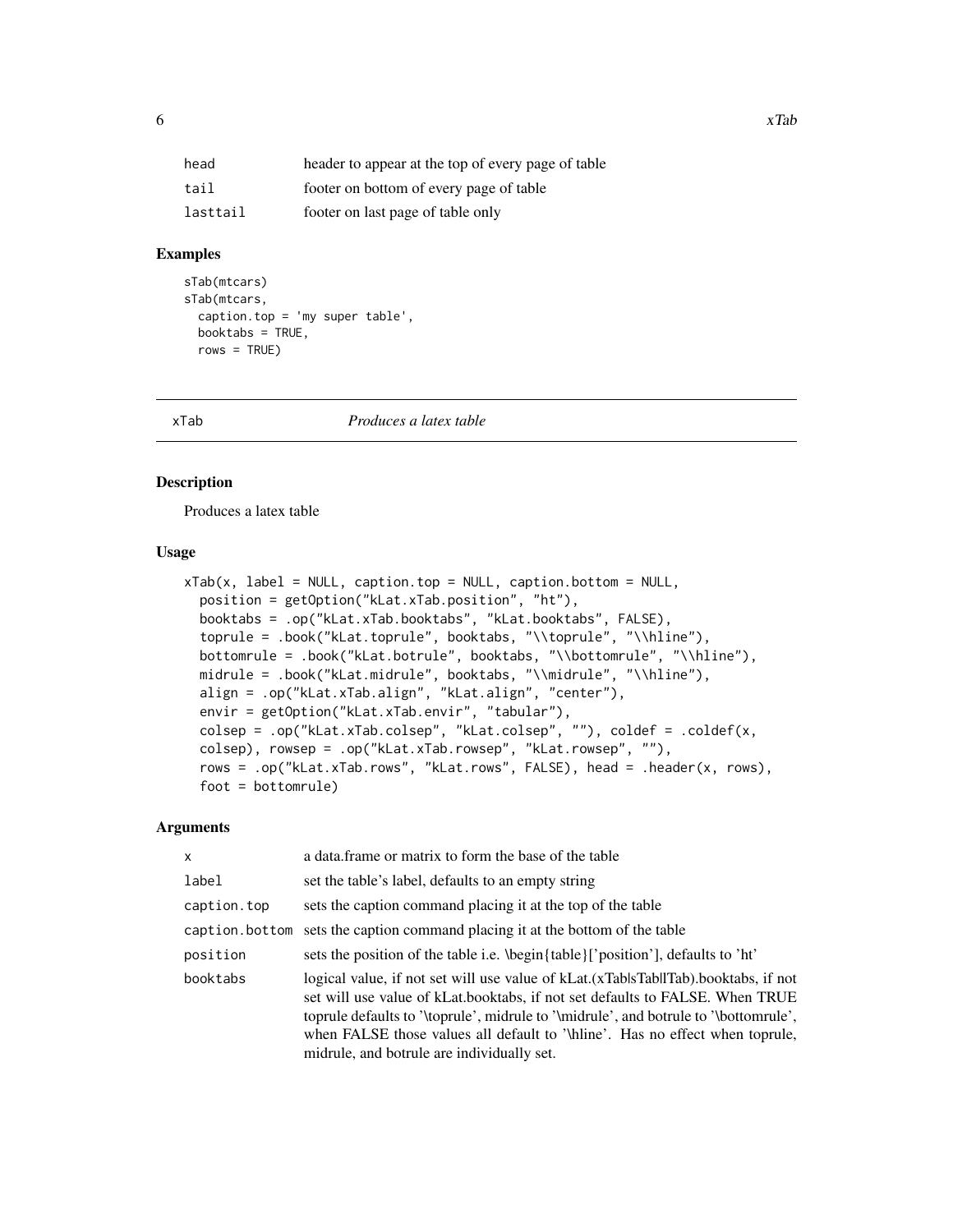| | |
|---|---|
| head | header to appear at the top of every page of table |
| tail | footer on bottom of every page of table |
| lasttail | footer on last page of table only |

## Examples

```
sTab(mtcars)
sTab(mtcars,
  caption.top = 'my super table',
  booktabs = TRUE,
  rows = TRUE)
```

---

# xTab — *Produces a latex table*

## Description

Produces a latex table

## Usage

```
xTab(x, label = NULL, caption.top = NULL, caption.bottom = NULL,
  position = getOption("kLat.xTab.position", "ht"),
  booktabs = .op("kLat.xTab.booktabs", "kLat.booktabs", FALSE),
  toprule = .book("kLat.toprule", booktabs, "\\toprule", "\\hline"),
  bottomrule = .book("kLat.botrule", booktabs, "\\bottomrule", "\\hline"),
  midrule = .book("kLat.midrule", booktabs, "\\midrule", "\\hline"),
  align = .op("kLat.xTab.align", "kLat.align", "center"),
  envir = getOption("kLat.xTab.envir", "tabular"),
  colsep = .op("kLat.xTab.colsep", "kLat.colsep", ""), coldef = .coldef(x,
  colsep), rowsep = .op("kLat.xTab.rowsep", "kLat.rowsep", ""),
  rows = .op("kLat.xTab.rows", "kLat.rows", FALSE), head = .header(x, rows),
  foot = bottomrule)
```

## Arguments

| | |
|---|---|
| x | a data.frame or matrix to form the base of the table |
| label | set the table's label, defaults to an empty string |
| caption.top | sets the caption command placing it at the top of the table |
| caption.bottom | sets the caption command placing it at the bottom of the table |
| position | sets the position of the table i.e. \begin{table}['position'], defaults to 'ht' |
| booktabs | logical value, if not set will use value of kLat.(xTab\|sTab\|lTab).booktabs, if not set will use value of kLat.booktabs, if not set defaults to FALSE. When TRUE toprule defaults to '\toprule', midrule to '\midrule', and botrule to '\bottomrule', when FALSE those values all default to '\hline'. Has no effect when toprule, midrule, and botrule are individually set. |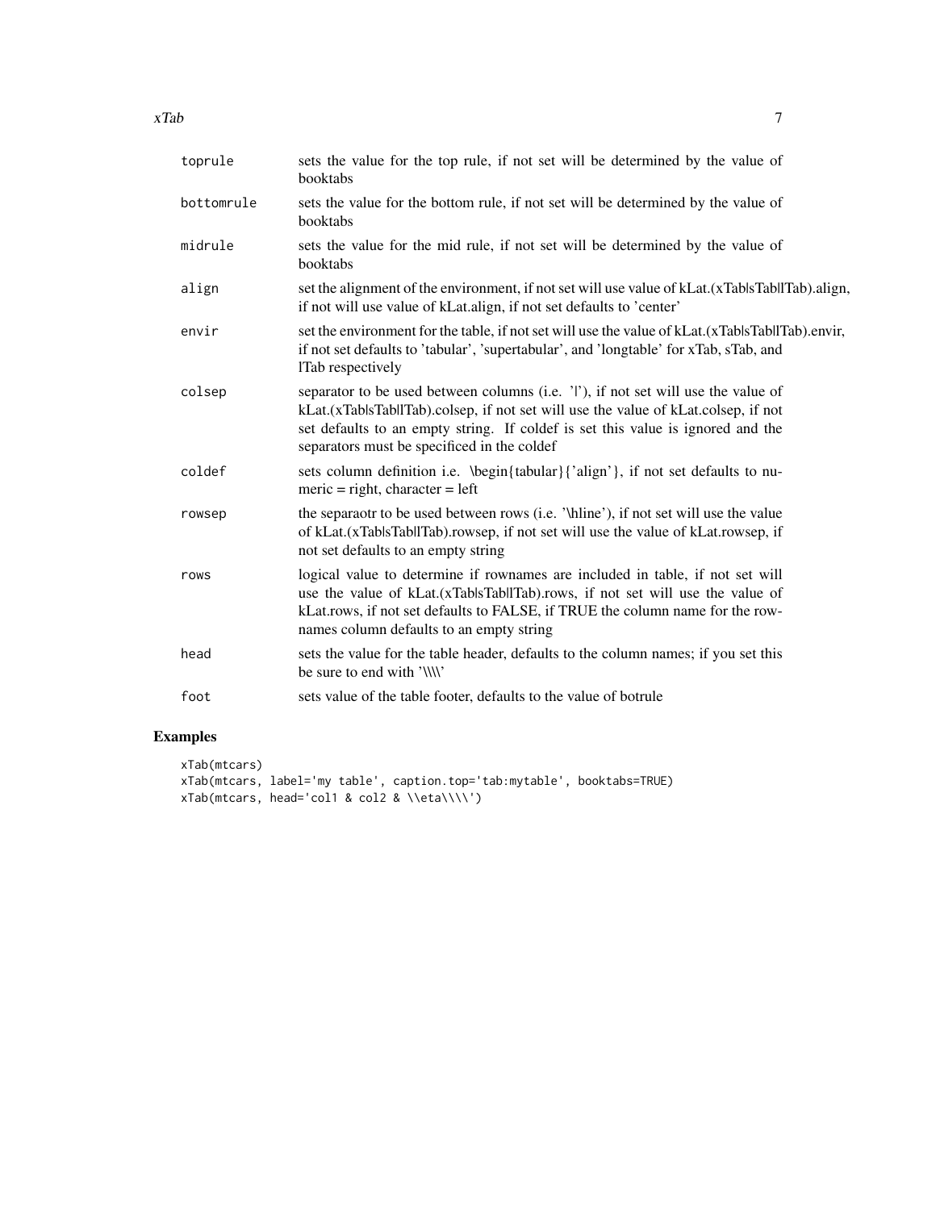| | |
|---|---|
| toprule | sets the value for the top rule, if not set will be determined by the value of booktabs |
| bottomrule | sets the value for the bottom rule, if not set will be determined by the value of booktabs |
| midrule | sets the value for the mid rule, if not set will be determined by the value of booktabs |
| align | set the alignment of the environment, if not set will use value of kLat.(xTab\|sTab\|lTab).align, if not will use value of kLat.align, if not set defaults to 'center' |
| envir | set the environment for the table, if not set will use the value of kLat.(xTab\|sTab\|lTab).envir, if not set defaults to 'tabular', 'supertabular', and 'longtable' for xTab, sTab, and lTab respectively |
| colsep | separator to be used between columns (i.e. '\|'), if not set will use the value of kLat.(xTab\|sTab\|lTab).colsep, if not set will use the value of kLat.colsep, if not set defaults to an empty string. If coldef is set this value is ignored and the separators must be specificed in the coldef |
| coldef | sets column definition i.e. \begin{tabular}{'align'}, if not set defaults to numeric = right, character = left |
| rowsep | the separaotr to be used between rows (i.e. '\hline'), if not set will use the value of kLat.(xTab\|sTab\|lTab).rowsep, if not set will use the value of kLat.rowsep, if not set defaults to an empty string |
| rows | logical value to determine if rownames are included in table, if not set will use the value of kLat.(xTab\|sTab\|lTab).rows, if not set will use the value of kLat.rows, if not set defaults to FALSE, if TRUE the column name for the rownames column defaults to an empty string |
| head | sets the value for the table header, defaults to the column names; if you set this be sure to end with '\\\\' |
| foot | sets value of the table footer, defaults to the value of botrule |

## Examples

```
xTab(mtcars)
xTab(mtcars, label='my table', caption.top='tab:mytable', booktabs=TRUE)
xTab(mtcars, head='col1 & col2 & \\eta\\\\')
```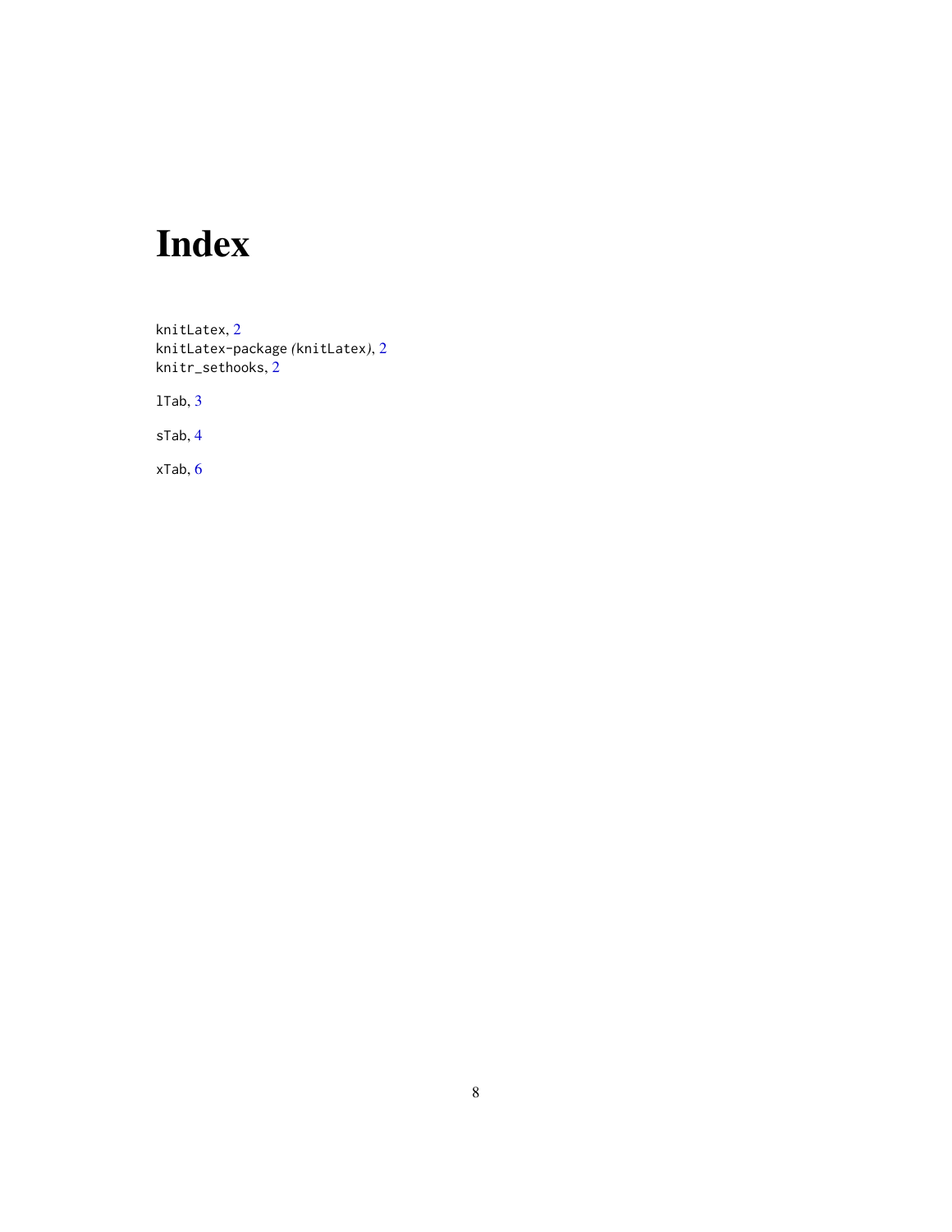# Index

knitLatex, 2
knitLatex-package *(*knitLatex*)*, 2
knitr_sethooks, 2

lTab, 3

sTab, 4

xTab, 6